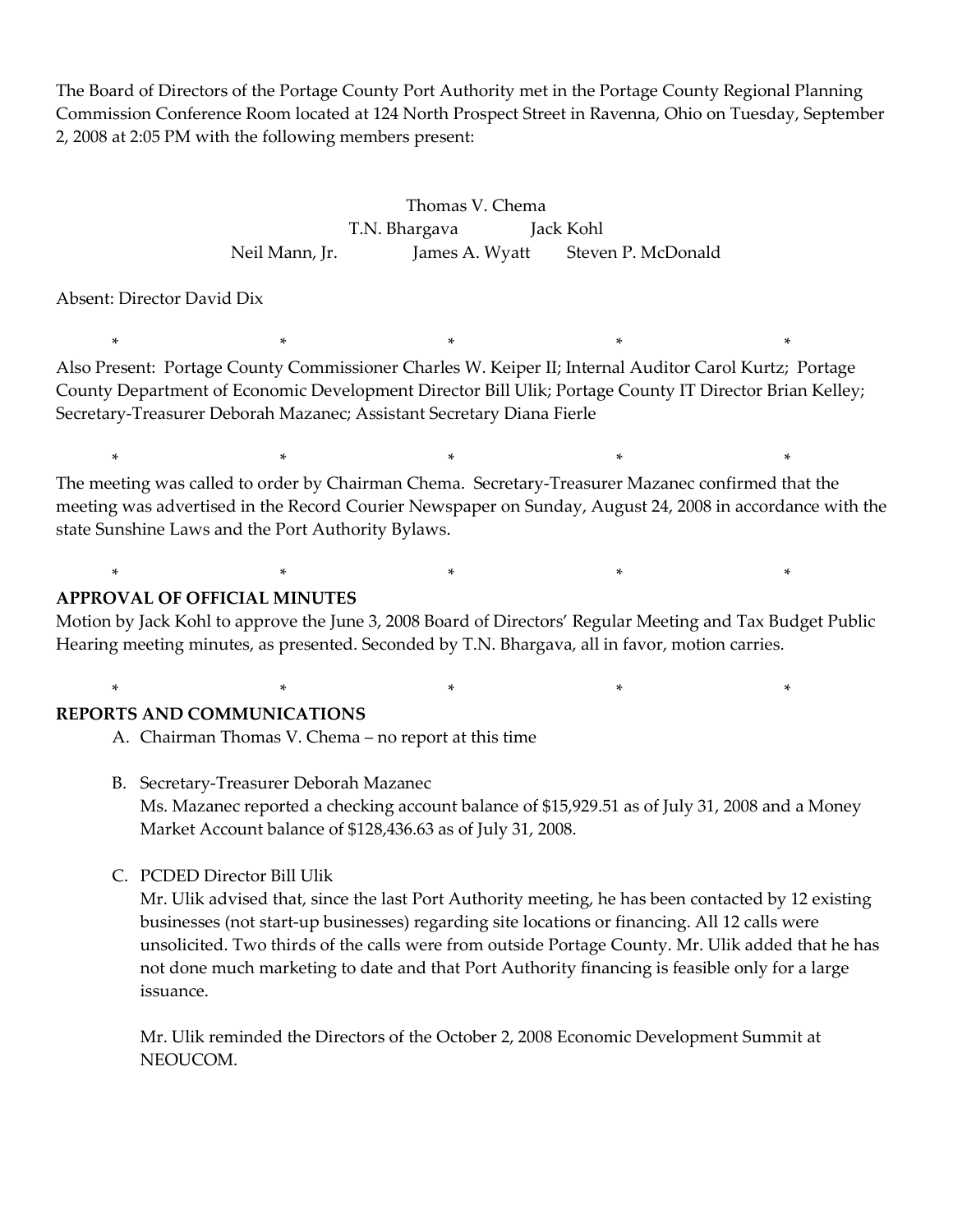The Board of Directors of the Portage County Port Authority met in the Portage County Regional Planning Commission Conference Room located at 124 North Prospect Street in Ravenna, Ohio on Tuesday, September 2, 2008 at 2:05 PM with the following members present:

Thomas V. Chema
T.N. Bhargava Jack Kohl
Neil Mann, Jr. James A. Wyatt Steven P. McDonald

Absent: Director David Dix

\* \* \* \* \*

Also Present: Portage County Commissioner Charles W. Keiper II; Internal Auditor Carol Kurtz; Portage County Department of Economic Development Director Bill Ulik; Portage County IT Director Brian Kelley; Secretary-Treasurer Deborah Mazanec; Assistant Secretary Diana Fierle

\* \* \* \* \*

The meeting was called to order by Chairman Chema. Secretary-Treasurer Mazanec confirmed that the meeting was advertised in the Record Courier Newspaper on Sunday, August 24, 2008 in accordance with the state Sunshine Laws and the Port Authority Bylaws.

\* \* \* \* \*

**APPROVAL OF OFFICIAL MINUTES**

Motion by Jack Kohl to approve the June 3, 2008 Board of Directors' Regular Meeting and Tax Budget Public Hearing meeting minutes, as presented. Seconded by T.N. Bhargava, all in favor, motion carries.

\* \* \* \* \*

**REPORTS AND COMMUNICATIONS**

A. Chairman Thomas V. Chema – no report at this time

B. Secretary-Treasurer Deborah Mazanec
   Ms. Mazanec reported a checking account balance of $15,929.51 as of July 31, 2008 and a Money Market Account balance of $128,436.63 as of July 31, 2008.

C. PCDED Director Bill Ulik
   Mr. Ulik advised that, since the last Port Authority meeting, he has been contacted by 12 existing businesses (not start-up businesses) regarding site locations or financing. All 12 calls were unsolicited. Two thirds of the calls were from outside Portage County. Mr. Ulik added that he has not done much marketing to date and that Port Authority financing is feasible only for a large issuance.

   Mr. Ulik reminded the Directors of the October 2, 2008 Economic Development Summit at NEOUCOM.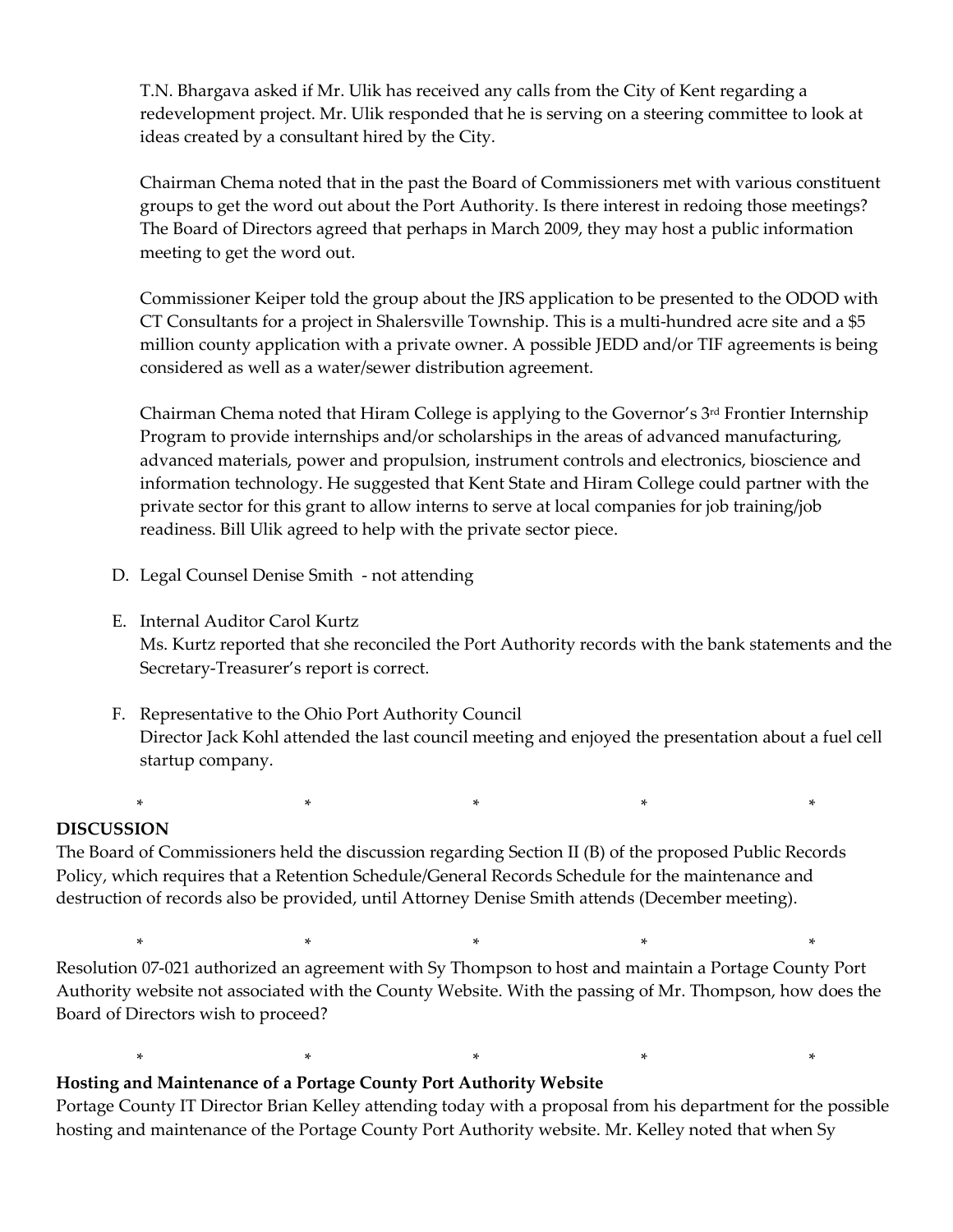T.N. Bhargava asked if Mr. Ulik has received any calls from the City of Kent regarding a redevelopment project. Mr. Ulik responded that he is serving on a steering committee to look at ideas created by a consultant hired by the City.

Chairman Chema noted that in the past the Board of Commissioners met with various constituent groups to get the word out about the Port Authority. Is there interest in redoing those meetings? The Board of Directors agreed that perhaps in March 2009, they may host a public information meeting to get the word out.

Commissioner Keiper told the group about the JRS application to be presented to the ODOD with CT Consultants for a project in Shalersville Township. This is a multi-hundred acre site and a $5 million county application with a private owner. A possible JEDD and/or TIF agreements is being considered as well as a water/sewer distribution agreement.

Chairman Chema noted that Hiram College is applying to the Governor's 3rd Frontier Internship Program to provide internships and/or scholarships in the areas of advanced manufacturing, advanced materials, power and propulsion, instrument controls and electronics, bioscience and information technology. He suggested that Kent State and Hiram College could partner with the private sector for this grant to allow interns to serve at local companies for job training/job readiness. Bill Ulik agreed to help with the private sector piece.

D. Legal Counsel Denise Smith - not attending

E. Internal Auditor Carol Kurtz
Ms. Kurtz reported that she reconciled the Port Authority records with the bank statements and the Secretary-Treasurer's report is correct.

F. Representative to the Ohio Port Authority Council
Director Jack Kohl attended the last council meeting and enjoyed the presentation about a fuel cell startup company.

\* \* \* \* \*

**DISCUSSION**

The Board of Commissioners held the discussion regarding Section II (B) of the proposed Public Records Policy, which requires that a Retention Schedule/General Records Schedule for the maintenance and destruction of records also be provided, until Attorney Denise Smith attends (December meeting).

\* \* \* \* \*

Resolution 07-021 authorized an agreement with Sy Thompson to host and maintain a Portage County Port Authority website not associated with the County Website. With the passing of Mr. Thompson, how does the Board of Directors wish to proceed?

\* \* \* \* \*

**Hosting and Maintenance of a Portage County Port Authority Website**

Portage County IT Director Brian Kelley attending today with a proposal from his department for the possible hosting and maintenance of the Portage County Port Authority website. Mr. Kelley noted that when Sy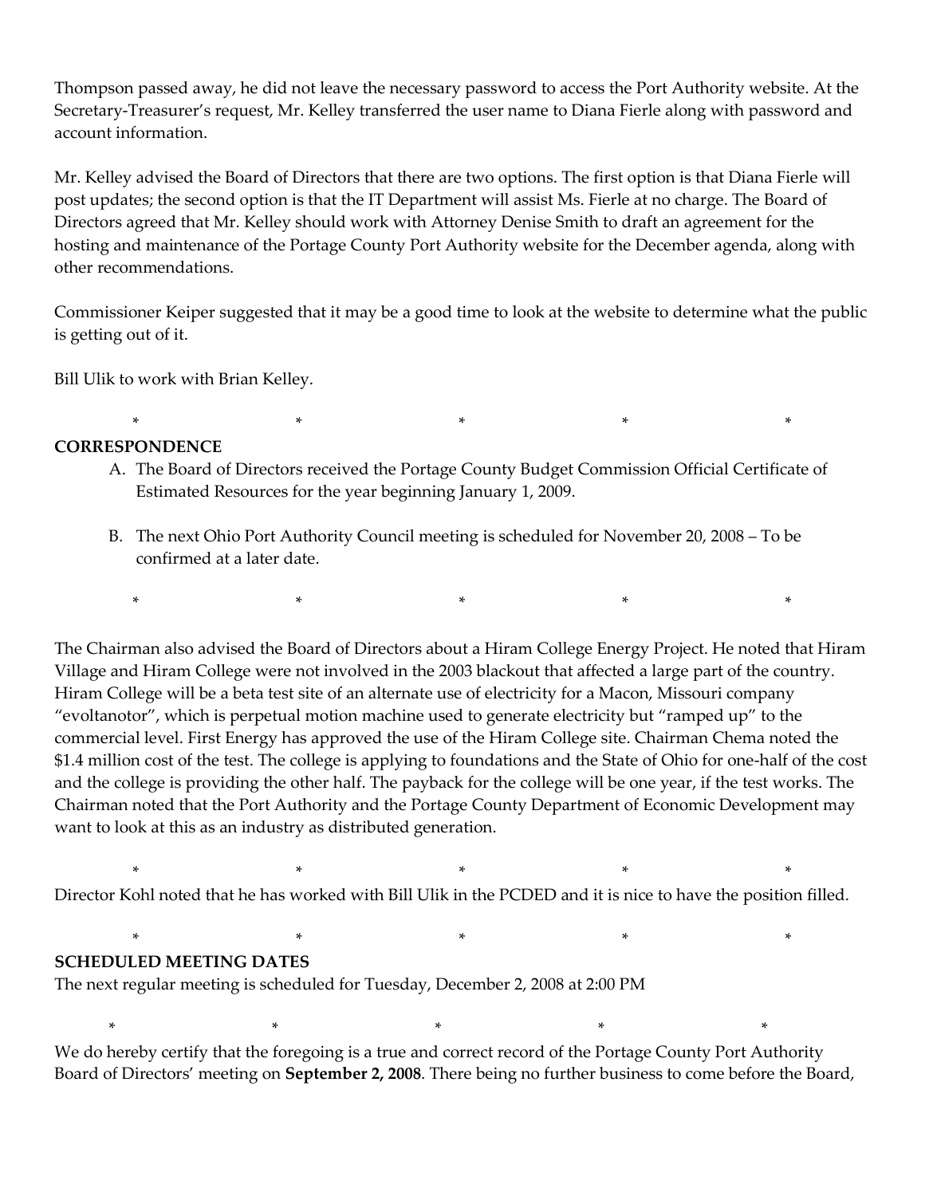Thompson passed away, he did not leave the necessary password to access the Port Authority website. At the Secretary-Treasurer's request, Mr. Kelley transferred the user name to Diana Fierle along with password and account information.

Mr. Kelley advised the Board of Directors that there are two options. The first option is that Diana Fierle will post updates; the second option is that the IT Department will assist Ms. Fierle at no charge. The Board of Directors agreed that Mr. Kelley should work with Attorney Denise Smith to draft an agreement for the hosting and maintenance of the Portage County Port Authority website for the December agenda, along with other recommendations.

Commissioner Keiper suggested that it may be a good time to look at the website to determine what the public is getting out of it.

Bill Ulik to work with Brian Kelley.

\*　　　　\*　　　　\*　　　　\*　　　　\*

**CORRESPONDENCE**

A. The Board of Directors received the Portage County Budget Commission Official Certificate of Estimated Resources for the year beginning January 1, 2009.

B. The next Ohio Port Authority Council meeting is scheduled for November 20, 2008 – To be confirmed at a later date.

\*　　　　\*　　　　\*　　　　\*　　　　\*

The Chairman also advised the Board of Directors about a Hiram College Energy Project. He noted that Hiram Village and Hiram College were not involved in the 2003 blackout that affected a large part of the country. Hiram College will be a beta test site of an alternate use of electricity for a Macon, Missouri company "evoltanotor", which is perpetual motion machine used to generate electricity but "ramped up" to the commercial level. First Energy has approved the use of the Hiram College site. Chairman Chema noted the $1.4 million cost of the test. The college is applying to foundations and the State of Ohio for one-half of the cost and the college is providing the other half. The payback for the college will be one year, if the test works. The Chairman noted that the Port Authority and the Portage County Department of Economic Development may want to look at this as an industry as distributed generation.

\*　　　　\*　　　　\*　　　　\*　　　　\*

Director Kohl noted that he has worked with Bill Ulik in the PCDED and it is nice to have the position filled.

\*　　　　\*　　　　\*　　　　\*　　　　\*

**SCHEDULED MEETING DATES**

The next regular meeting is scheduled for Tuesday, December 2, 2008 at 2:00 PM

\*　　　　\*　　　　\*　　　　\*　　　　\*

We do hereby certify that the foregoing is a true and correct record of the Portage County Port Authority Board of Directors' meeting on **September 2, 2008**. There being no further business to come before the Board,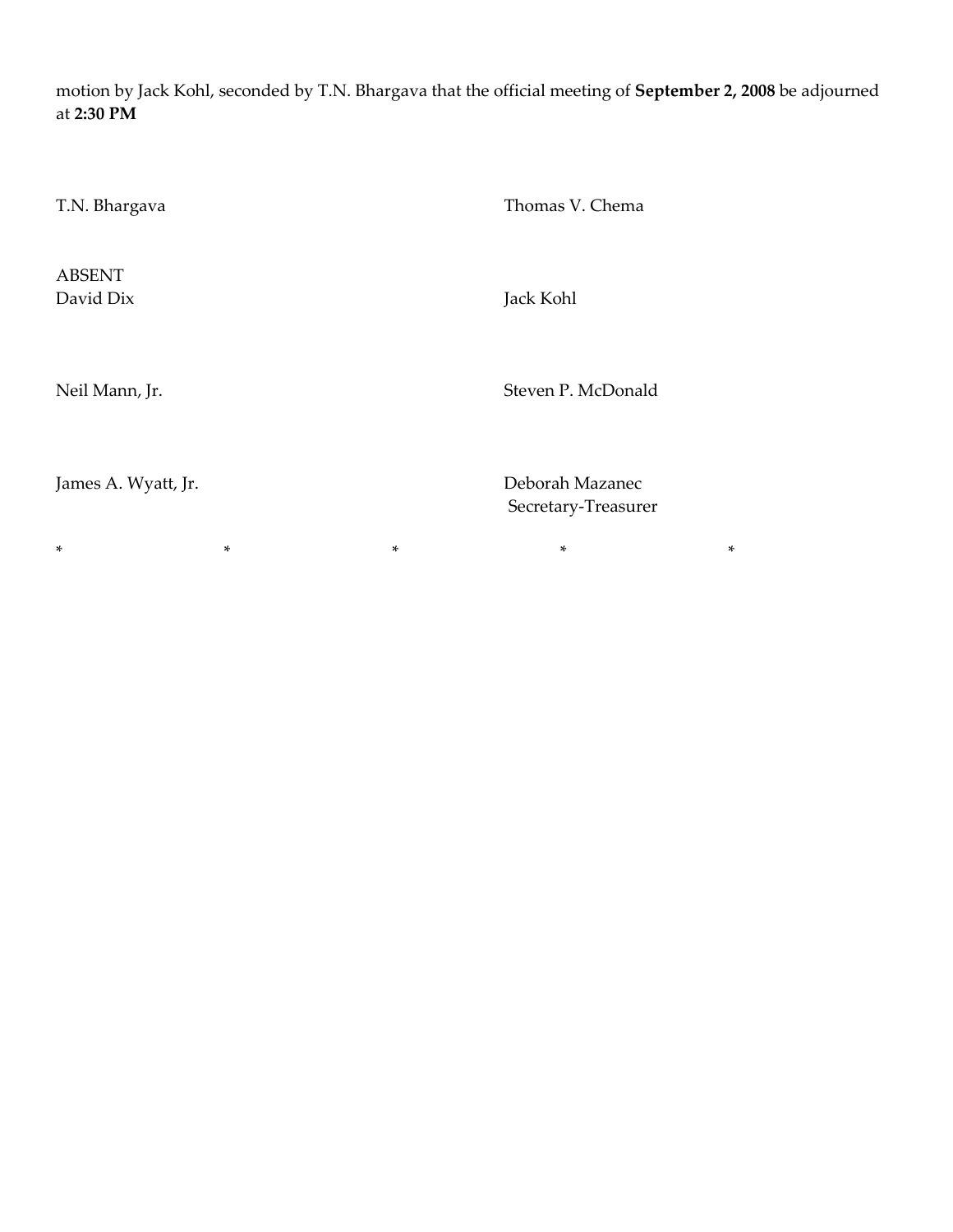motion by Jack Kohl, seconded by T.N. Bhargava that the official meeting of **September 2, 2008** be adjourned at **2:30 PM**

T.N. Bhargava

Thomas V. Chema

ABSENT
David Dix

Jack Kohl

Neil Mann, Jr.

Steven P. McDonald

James A. Wyatt, Jr.

Deborah Mazanec
Secretary-Treasurer

\* \* \* \* \*